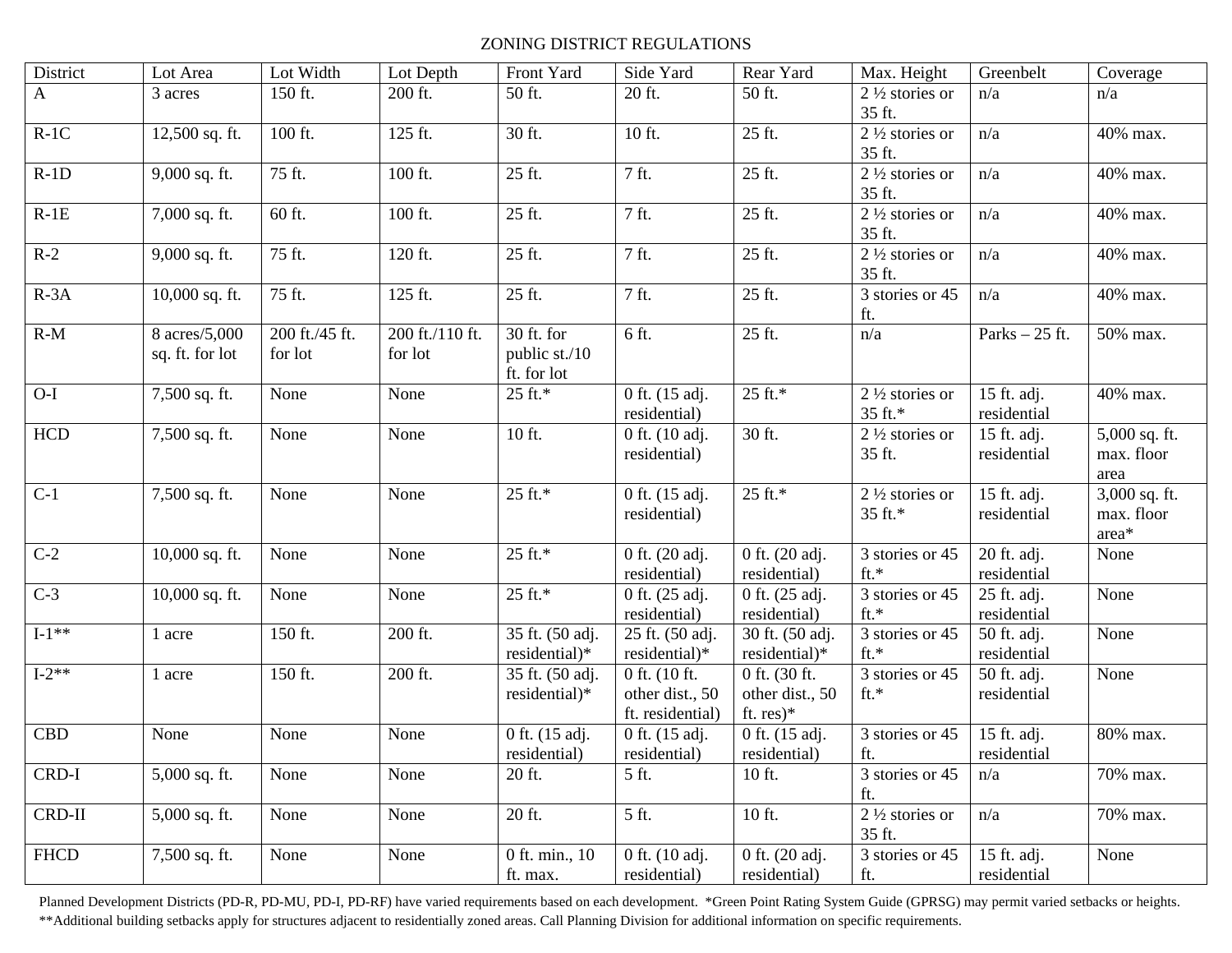# ZONING DISTRICT REGULATIONS

| District | Lot Area | Lot Width | Lot Depth | Front Yard | Side Yard | Rear Yard | Max. Height | Greenbelt | Coverage |
|---|---|---|---|---|---|---|---|---|---|
| A | 3 acres | 150 ft. | 200 ft. | 50 ft. | 20 ft. | 50 ft. | 2 ½ stories or 35 ft. | n/a | n/a |
| R-1C | 12,500 sq. ft. | 100 ft. | 125 ft. | 30 ft. | 10 ft. | 25 ft. | 2 ½ stories or 35 ft. | n/a | 40% max. |
| R-1D | 9,000 sq. ft. | 75 ft. | 100 ft. | 25 ft. | 7 ft. | 25 ft. | 2 ½ stories or 35 ft. | n/a | 40% max. |
| R-1E | 7,000 sq. ft. | 60 ft. | 100 ft. | 25 ft. | 7 ft. | 25 ft. | 2 ½ stories or 35 ft. | n/a | 40% max. |
| R-2 | 9,000 sq. ft. | 75 ft. | 120 ft. | 25 ft. | 7 ft. | 25 ft. | 2 ½ stories or 35 ft. | n/a | 40% max. |
| R-3A | 10,000 sq. ft. | 75 ft. | 125 ft. | 25 ft. | 7 ft. | 25 ft. | 3 stories or 45 ft. | n/a | 40% max. |
| R-M | 8 acres/5,000 sq. ft. for lot | 200 ft./45 ft. for lot | 200 ft./110 ft. for lot | 30 ft. for public st./10 ft. for lot | 6 ft. | 25 ft. | n/a | Parks – 25 ft. | 50% max. |
| O-I | 7,500 sq. ft. | None | None | 25 ft.* | 0 ft. (15 adj. residential) | 25 ft.* | 2 ½ stories or 35 ft.* | 15 ft. adj. residential | 40% max. |
| HCD | 7,500 sq. ft. | None | None | 10 ft. | 0 ft. (10 adj. residential) | 30 ft. | 2 ½ stories or 35 ft. | 15 ft. adj. residential | 5,000 sq. ft. max. floor area |
| C-1 | 7,500 sq. ft. | None | None | 25 ft.* | 0 ft. (15 adj. residential) | 25 ft.* | 2 ½ stories or 35 ft.* | 15 ft. adj. residential | 3,000 sq. ft. max. floor area* |
| C-2 | 10,000 sq. ft. | None | None | 25 ft.* | 0 ft. (20 adj. residential) | 0 ft. (20 adj. residential) | 3 stories or 45 ft.* | 20 ft. adj. residential | None |
| C-3 | 10,000 sq. ft. | None | None | 25 ft.* | 0 ft. (25 adj. residential) | 0 ft. (25 adj. residential) | 3 stories or 45 ft.* | 25 ft. adj. residential | None |
| I-1** | 1 acre | 150 ft. | 200 ft. | 35 ft. (50 adj. residential)* | 25 ft. (50 adj. residential)* | 30 ft. (50 adj. residential)* | 3 stories or 45 ft.* | 50 ft. adj. residential | None |
| I-2** | 1 acre | 150 ft. | 200 ft. | 35 ft. (50 adj. residential)* | 0 ft. (10 ft. other dist., 50 ft. residential) | 0 ft. (30 ft. other dist., 50 ft. res)* | 3 stories or 45 ft.* | 50 ft. adj. residential | None |
| CBD | None | None | None | 0 ft. (15 adj. residential) | 0 ft. (15 adj. residential) | 0 ft. (15 adj. residential) | 3 stories or 45 ft. | 15 ft. adj. residential | 80% max. |
| CRD-I | 5,000 sq. ft. | None | None | 20 ft. | 5 ft. | 10 ft. | 3 stories or 45 ft. | n/a | 70% max. |
| CRD-II | 5,000 sq. ft. | None | None | 20 ft. | 5 ft. | 10 ft. | 2 ½ stories or 35 ft. | n/a | 70% max. |
| FHCD | 7,500 sq. ft. | None | None | 0 ft. min., 10 ft. max. | 0 ft. (10 adj. residential) | 0 ft. (20 adj. residential) | 3 stories or 45 ft. | 15 ft. adj. residential | None |

Planned Development Districts (PD-R, PD-MU, PD-I, PD-RF) have varied requirements based on each development. *Green Point Rating System Guide (GPRSG) may permit varied setbacks or heights.
**Additional building setbacks apply for structures adjacent to residentially zoned areas. Call Planning Division for additional information on specific requirements.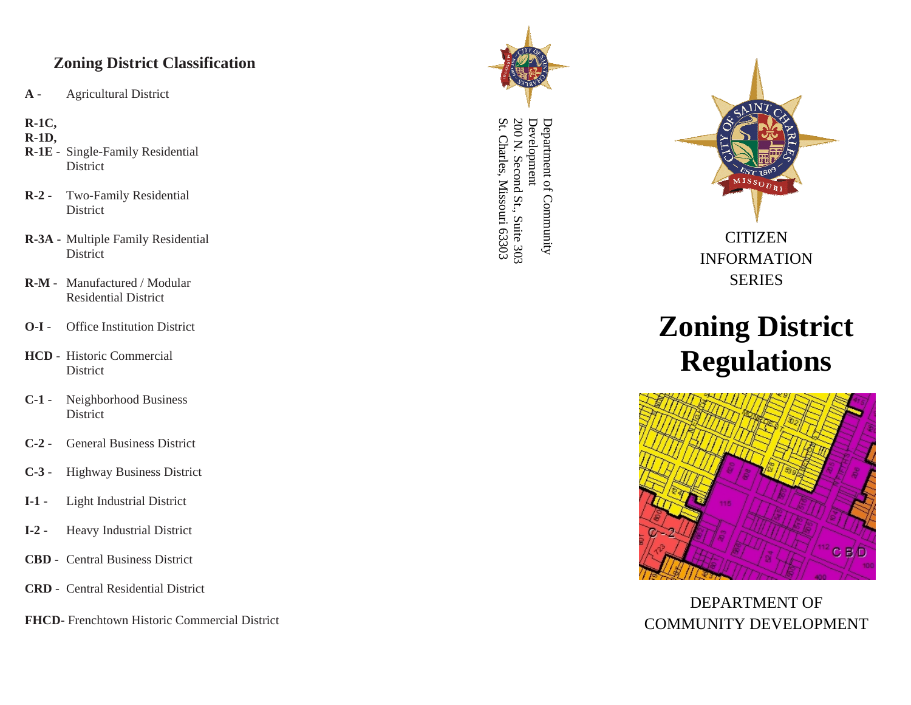## Zoning District Classification

**A -** Agricultural District

**R-1C,**
**R-1D,**
**R-1E -** Single-Family Residential District

**R-2 -** Two-Family Residential District

**R-3A -** Multiple Family Residential District

**R-M -** Manufactured / Modular Residential District

**O-I -** Office Institution District

**HCD -** Historic Commercial District

**C-1 -** Neighborhood Business District

**C-2 -** General Business District

**C-3 -** Highway Business District

**I-1 -** Light Industrial District

**I-2 -** Heavy Industrial District

**CBD -** Central Business District

**CRD -** Central Residential District

**FHCD**- Frenchtown Historic Commercial District

Department of Community Development
200 N. Second St., Suite 303
St. Charles, Missouri 63303

CITIZEN INFORMATION SERIES

# Zoning District Regulations

DEPARTMENT OF COMMUNITY DEVELOPMENT